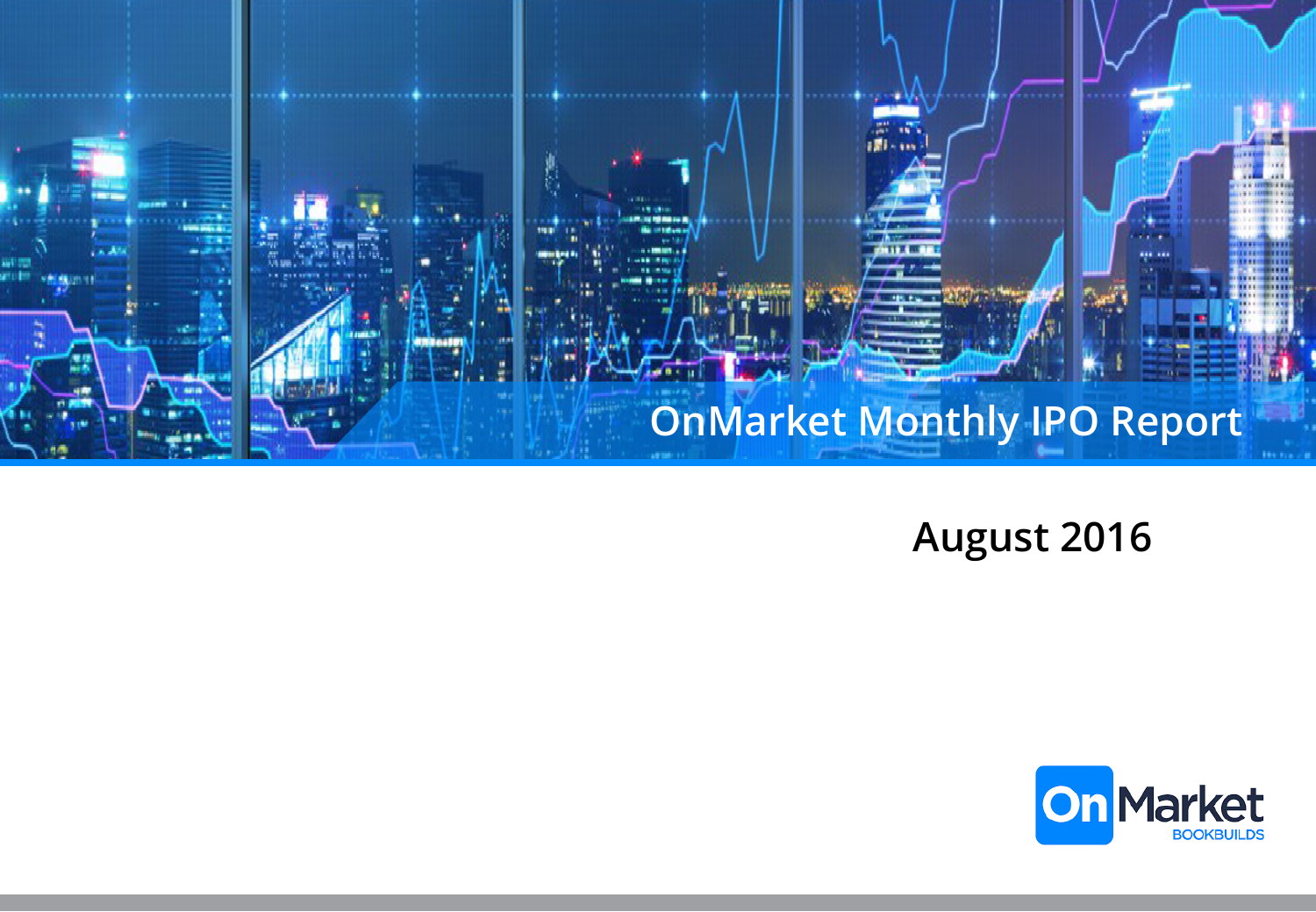# OnMarket Monthly IPO Report

## August 2016

OnMarket BOOKBUILDS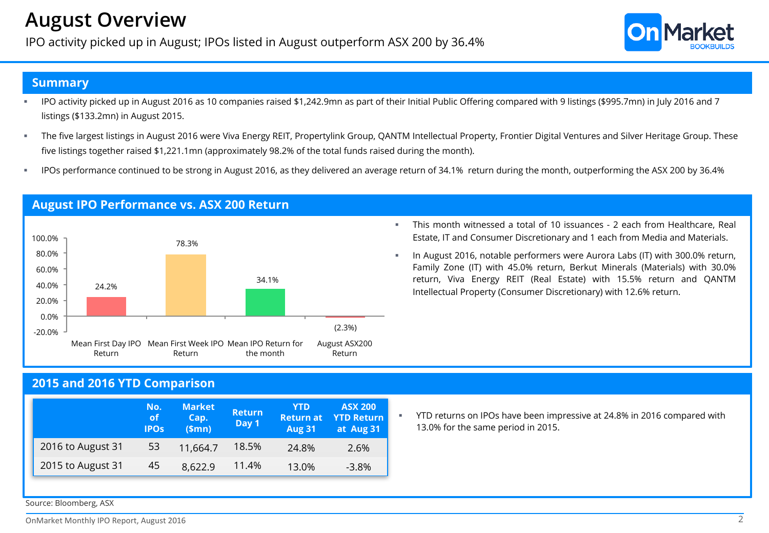# August Overview

IPO activity picked up in August; IPOs listed in August outperform ASX 200 by 36.4%

## Summary

- IPO activity picked up in August 2016 as 10 companies raised $1,242.9mn as part of their Initial Public Offering compared with 9 listings ($995.7mn) in July 2016 and 7 listings ($133.2mn) in August 2015.
- The five largest listings in August 2016 were Viva Energy REIT, Propertylink Group, QANTM Intellectual Property, Frontier Digital Ventures and Silver Heritage Group. These five listings together raised $1,221.1mn (approximately 98.2% of the total funds raised during the month).
- IPOs performance continued to be strong in August 2016, as they delivered an average return of 34.1% return during the month, outperforming the ASX 200 by 36.4%

## August IPO Performance vs. ASX 200 Return

| Measure | Return |
|---|---|
| Mean First Day IPO Return | 24.2% |
| Mean First Week IPO Return | 78.3% |
| Mean IPO Return for the month | 34.1% |
| August ASX200 Return | (2.3%) |

- This month witnessed a total of 10 issuances - 2 each from Healthcare, Real Estate, IT and Consumer Discretionary and 1 each from Media and Materials.
- In August 2016, notable performers were Aurora Labs (IT) with 300.0% return, Family Zone (IT) with 45.0% return, Berkut Minerals (Materials) with 30.0% return, Viva Energy REIT (Real Estate) with 15.5% return and QANTM Intellectual Property (Consumer Discretionary) with 12.6% return.

## 2015 and 2016 YTD Comparison

| | No. of IPOs | Market Cap. ($mn) | Return Day 1 | YTD Return at Aug 31 | ASX 200 YTD Return at Aug 31 |
|---|---|---|---|---|---|
| 2016 to August 31 | 53 | 11,664.7 | 18.5% | 24.8% | 2.6% |
| 2015 to August 31 | 45 | 8,622.9 | 11.4% | 13.0% | -3.8% |

- YTD returns on IPOs have been impressive at 24.8% in 2016 compared with 13.0% for the same period in 2015.

Source: Bloomberg, ASX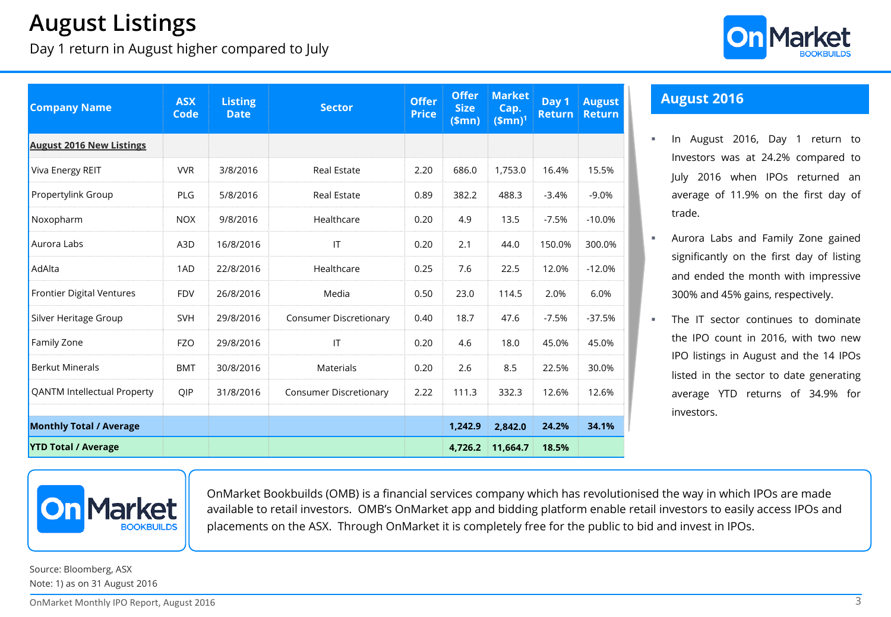# August Listings

Day 1 return in August higher compared to July

| Company Name | ASX Code | Listing Date | Sector | Offer Price | Offer Size ($mn) | Market Cap. ($mn)[1] | Day 1 Return | August Return |
|---|---|---|---|---|---|---|---|---|
| **August 2016 New Listings** | | | | | | | | |
| Viva Energy REIT | VVR | 3/8/2016 | Real Estate | 2.20 | 686.0 | 1,753.0 | 16.4% | 15.5% |
| Propertylink Group | PLG | 5/8/2016 | Real Estate | 0.89 | 382.2 | 488.3 | -3.4% | -9.0% |
| Noxopharm | NOX | 9/8/2016 | Healthcare | 0.20 | 4.9 | 13.5 | -7.5% | -10.0% |
| Aurora Labs | A3D | 16/8/2016 | IT | 0.20 | 2.1 | 44.0 | 150.0% | 300.0% |
| AdAlta | 1AD | 22/8/2016 | Healthcare | 0.25 | 7.6 | 22.5 | 12.0% | -12.0% |
| Frontier Digital Ventures | FDV | 26/8/2016 | Media | 0.50 | 23.0 | 114.5 | 2.0% | 6.0% |
| Silver Heritage Group | SVH | 29/8/2016 | Consumer Discretionary | 0.40 | 18.7 | 47.6 | -7.5% | -37.5% |
| Family Zone | FZO | 29/8/2016 | IT | 0.20 | 4.6 | 18.0 | 45.0% | 45.0% |
| Berkut Minerals | BMT | 30/8/2016 | Materials | 0.20 | 2.6 | 8.5 | 22.5% | 30.0% |
| QANTM Intellectual Property | QIP | 31/8/2016 | Consumer Discretionary | 2.22 | 111.3 | 332.3 | 12.6% | 12.6% |
| **Monthly Total / Average** | | | | | **1,242.9** | **2,842.0** | **24.2%** | **34.1%** |
| **YTD Total / Average** | | | | | **4,726.2** | **11,664.7** | **18.5%** | |

## August 2016

- In August 2016, Day 1 return to Investors was at 24.2% compared to July 2016 when IPOs returned an average of 11.9% on the first day of trade.
- Aurora Labs and Family Zone gained significantly on the first day of listing and ended the month with impressive 300% and 45% gains, respectively.
- The IT sector continues to dominate the IPO count in 2016, with two new IPO listings in August and the 14 IPOs listed in the sector to date generating average YTD returns of 34.9% for investors.

OnMarket Bookbuilds (OMB) is a financial services company which has revolutionised the way in which IPOs are made available to retail investors. OMB's OnMarket app and bidding platform enable retail investors to easily access IPOs and placements on the ASX. Through OnMarket it is completely free for the public to bid and invest in IPOs.

Source: Bloomberg, ASX

Note: 1) as on 31 August 2016